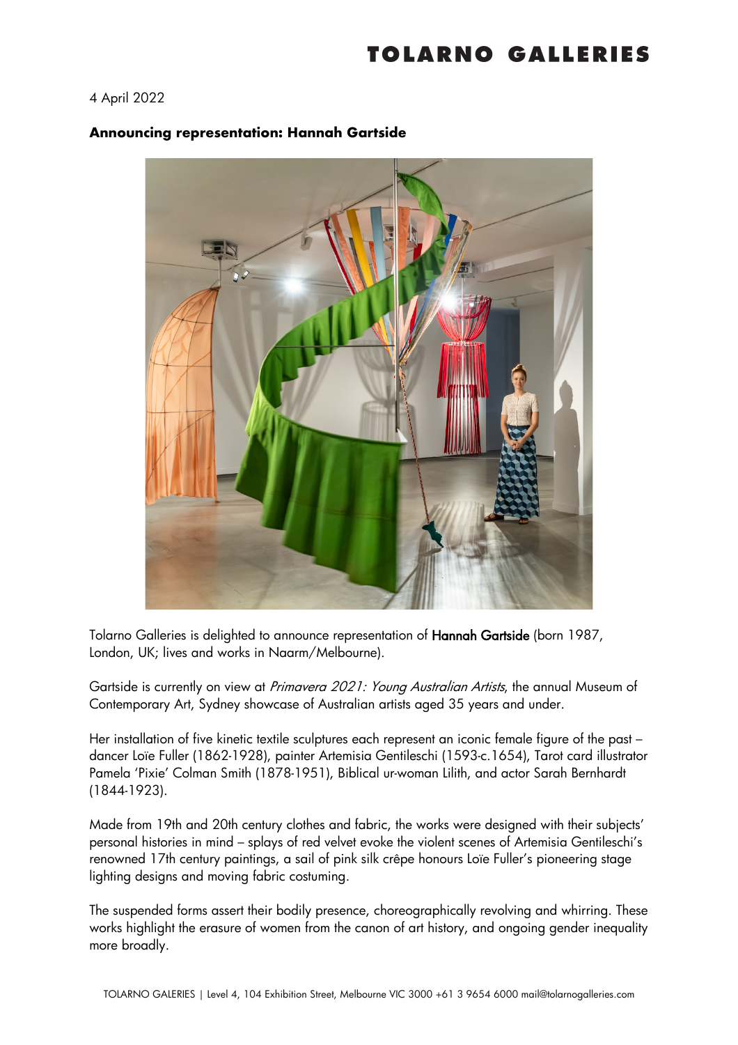# TOLARNO GALLERIES

4 April 2022

**Announcing representation: Hannah Gartside**

Tolarno Galleries is delighted to announce representation of **Hannah Gartside** (born 1987, London, UK; lives and works in Naarm/Melbourne).

Gartside is currently on view at *Primavera 2021: Young Australian Artists*, the annual Museum of Contemporary Art, Sydney showcase of Australian artists aged 35 years and under.

Her installation of five kinetic textile sculptures each represent an iconic female figure of the past – dancer Loïe Fuller (1862-1928), painter Artemisia Gentileschi (1593-c.1654), Tarot card illustrator Pamela 'Pixie' Colman Smith (1878-1951), Biblical ur-woman Lilith, and actor Sarah Bernhardt (1844-1923).

Made from 19th and 20th century clothes and fabric, the works were designed with their subjects' personal histories in mind – splays of red velvet evoke the violent scenes of Artemisia Gentileschi's renowned 17th century paintings, a sail of pink silk crêpe honours Loïe Fuller's pioneering stage lighting designs and moving fabric costuming.

The suspended forms assert their bodily presence, choreographically revolving and whirring. These works highlight the erasure of women from the canon of art history, and ongoing gender inequality more broadly.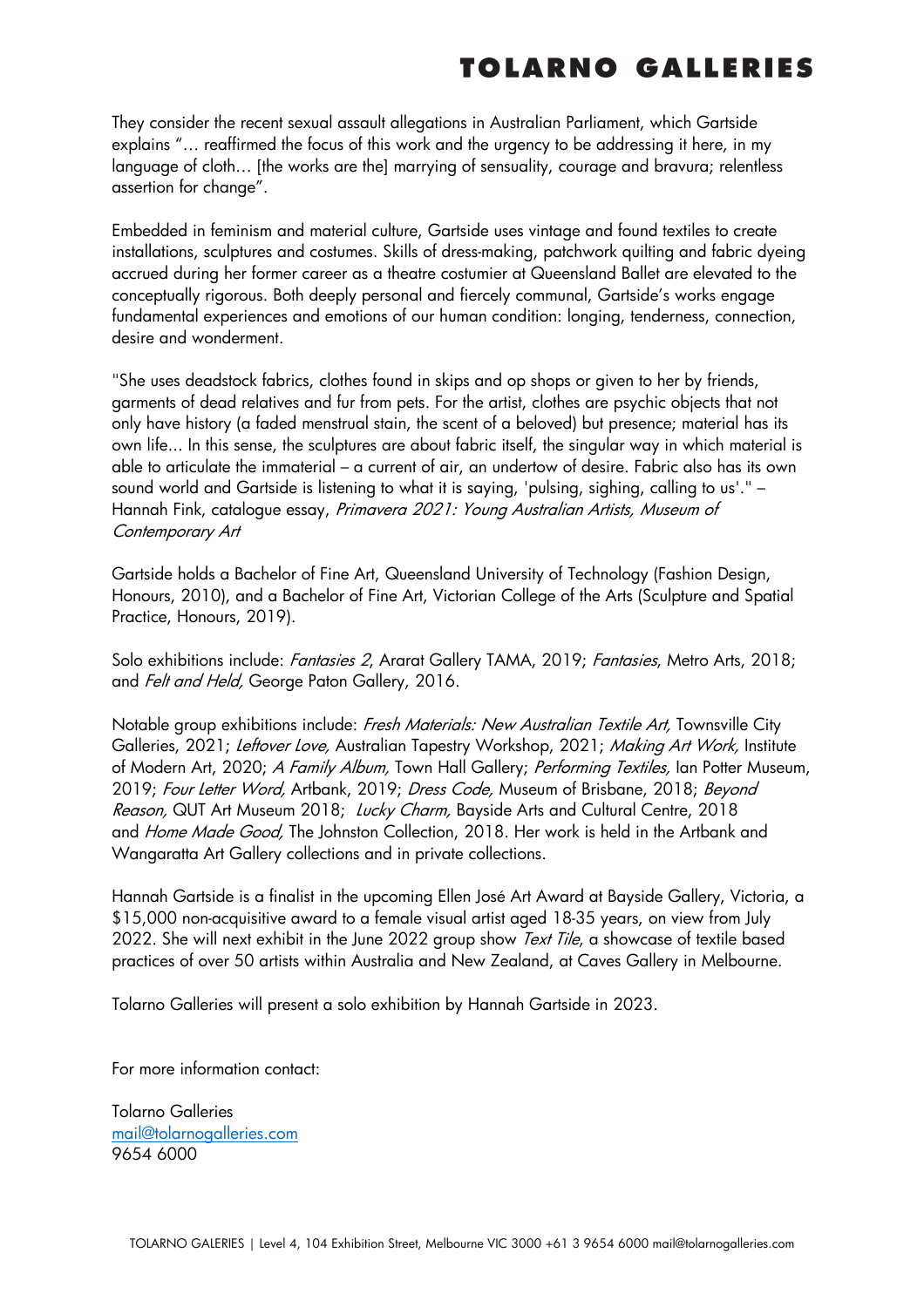They consider the recent sexual assault allegations in Australian Parliament, which Gartside explains "… reaffirmed the focus of this work and the urgency to be addressing it here, in my language of cloth… [the works are the] marrying of sensuality, courage and bravura; relentless assertion for change".

Embedded in feminism and material culture, Gartside uses vintage and found textiles to create installations, sculptures and costumes. Skills of dress-making, patchwork quilting and fabric dyeing accrued during her former career as a theatre costumier at Queensland Ballet are elevated to the conceptually rigorous. Both deeply personal and fiercely communal, Gartside's works engage fundamental experiences and emotions of our human condition: longing, tenderness, connection, desire and wonderment.

"She uses deadstock fabrics, clothes found in skips and op shops or given to her by friends, garments of dead relatives and fur from pets. For the artist, clothes are psychic objects that not only have history (a faded menstrual stain, the scent of a beloved) but presence; material has its own life... In this sense, the sculptures are about fabric itself, the singular way in which material is able to articulate the immaterial – a current of air, an undertow of desire. Fabric also has its own sound world and Gartside is listening to what it is saying, 'pulsing, sighing, calling to us'." – Hannah Fink, catalogue essay, *Primavera 2021: Young Australian Artists, Museum of Contemporary Art*

Gartside holds a Bachelor of Fine Art, Queensland University of Technology (Fashion Design, Honours, 2010), and a Bachelor of Fine Art, Victorian College of the Arts (Sculpture and Spatial Practice, Honours, 2019).

Solo exhibitions include: *Fantasies 2*, Ararat Gallery TAMA, 2019; *Fantasies*, Metro Arts, 2018; and *Felt and Held,* George Paton Gallery, 2016.

Notable group exhibitions include: *Fresh Materials: New Australian Textile Art,* Townsville City Galleries, 2021; *Leftover Love,* Australian Tapestry Workshop, 2021; *Making Art Work,* Institute of Modern Art, 2020; *A Family Album,* Town Hall Gallery; *Performing Textiles,* Ian Potter Museum, 2019; *Four Letter Word,* Artbank, 2019; *Dress Code,* Museum of Brisbane, 2018; *Beyond Reason,* QUT Art Museum 2018; *Lucky Charm,* Bayside Arts and Cultural Centre, 2018 and *Home Made Good,* The Johnston Collection, 2018. Her work is held in the Artbank and Wangaratta Art Gallery collections and in private collections.

Hannah Gartside is a finalist in the upcoming Ellen José Art Award at Bayside Gallery, Victoria, a $15,000 non-acquisitive award to a female visual artist aged 18-35 years, on view from July 2022. She will next exhibit in the June 2022 group show *Text Tile*, a showcase of textile based practices of over 50 artists within Australia and New Zealand, at Caves Gallery in Melbourne.

Tolarno Galleries will present a solo exhibition by Hannah Gartside in 2023.

For more information contact:

Tolarno Galleries
mail@tolarnogalleries.com
9654 6000